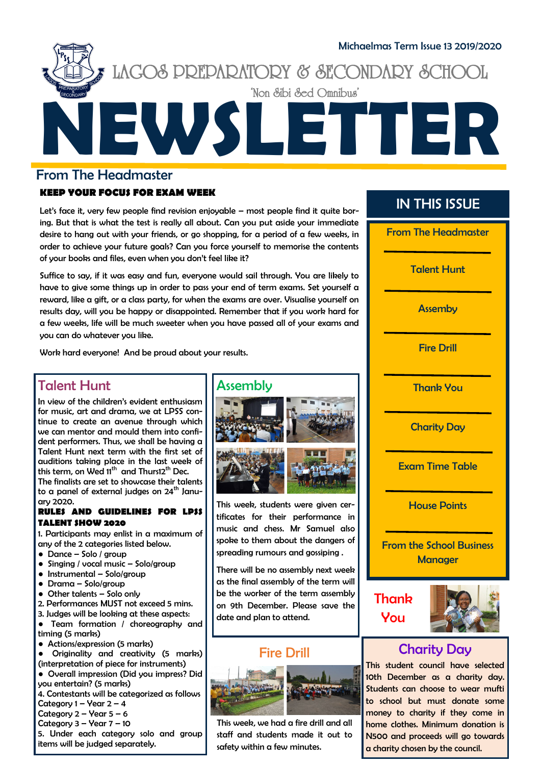Michaelmas Term Issue 13 2019/2020

# LAGOS PREPARATORY & SECONDARY SCHOOL

'Non Sibi Sed Omnibus'

# NEWSLETTER

## From The Headmaster

**KEEP YOUR FOCUS FOR EXAM WEEK**

Let's face it, very few people find revision enjoyable – most people find it quite boring. But that is what the test is really all about. Can you put aside your immediate desire to hang out with your friends, or go shopping, for a period of a few weeks, in order to achieve your future goals? Can you force yourself to memorise the contents of your books and files, even when you don't feel like it?

Suffice to say, if it was easy and fun, everyone would sail through. You are likely to have to give some things up in order to pass your end of term exams. Set yourself a reward, like a gift, or a class party, for when the exams are over. Visualise yourself on results day, will you be happy or disappointed. Remember that if you work hard for a few weeks, life will be much sweeter when you have passed all of your exams and you can do whatever you like.

Work hard everyone! And be proud about your results.

## IN THIS ISSUE

- From The Headmaster
- Talent Hunt
- Assemby
- Fire Drill
- Thank You
- Charity Day
- Exam Time Table
- House Points
- From the School Business Manager

## Talent Hunt

In view of the children's evident enthusiasm for music, art and drama, we at LPSS continue to create an avenue through which we can mentor and mould them into confident performers. Thus, we shall be having a Talent Hunt next term with the first set of auditions taking place in the last week of this term, on Wed 11th and Thurs12th Dec. The finalists are set to showcase their talents to a panel of external judges on 24th January 2020.

**RULES AND GUIDELINES FOR LPSS TALENT SHOW 2020**

1. Participants may enlist in a maximum of any of the 2 categories listed below.
- Dance – Solo / group
- Singing / vocal music – Solo/group
- Instrumental – Solo/group
- Drama – Solo/group
- Other talents – Solo only

2. Performances MUST not exceed 5 mins.
3. Judges will be looking at these aspects:
- Team formation / choreography and timing (5 marks)
- Actions/expression (5 marks)
- Originality and creativity (5 marks) (interpretation of piece for instruments)
- Overall impression (Did you impress? Did you entertain? (5 marks)

4. Contestants will be categorized as follows
Category 1 – Year 2 – 4
Category 2 – Year 5 – 6
Category 3 – Year 7 – 10
5. Under each category solo and group items will be judged separately.

## Assembly

This week, students were given certificates for their performance in music and chess. Mr Samuel also spoke to them about the dangers of spreading rumours and gossiping .

There will be no assembly next week as the final assembly of the term will be the worker of the term assembly on 9th December. Please save the date and plan to attend.

## Fire Drill

This week, we had a fire drill and all staff and students made it out to safety within a few minutes.

## Thank You

## Charity Day

This student council have selected 10th December as a charity day. Students can choose to wear mufti to school but must donate some money to charity if they come in home clothes. Minimum donation is N500 and proceeds will go towards a charity chosen by the council.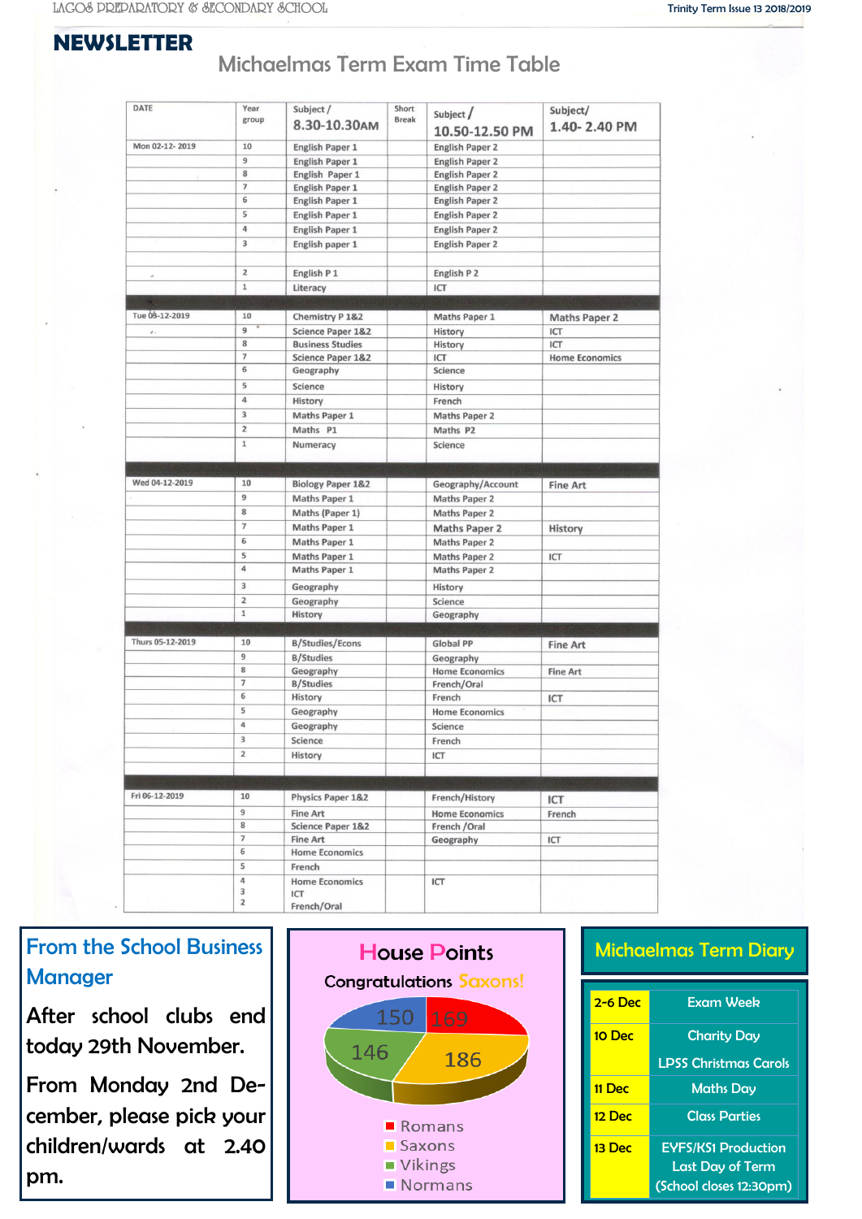# NEWSLETTER

## Michaelmas Term Exam Time Table

| DATE | Year group | Subject / 8.30-10.30AM | Short Break | Subject / 10.50-12.50 PM | Subject/ 1.40- 2.40 PM |
|---|---|---|---|---|---|
| Mon 02-12- 2019 | 10 | English Paper 1 | | English Paper 2 | |
| | 9 | English Paper 1 | | English Paper 2 | |
| | 8 | English Paper 1 | | English Paper 2 | |
| | 7 | English Paper 1 | | English Paper 2 | |
| | 6 | English Paper 1 | | English Paper 2 | |
| | 5 | English Paper 1 | | English Paper 2 | |
| | 4 | English Paper 1 | | English Paper 2 | |
| | 3 | English paper 1 | | English Paper 2 | |
| | 2 | English P 1 | | English P 2 | |
| | 1 | Literacy | | ICT | |
| Tue 03-12-2019 | 10 | Chemistry P 1&2 | | Maths Paper 1 | Maths Paper 2 |
| | 9 | Science Paper 1&2 | | History | ICT |
| | 8 | Business Studies | | History | ICT |
| | 7 | Science Paper 1&2 | | ICT | Home Economics |
| | 6 | Geography | | Science | |
| | 5 | Science | | History | |
| | 4 | History | | French | |
| | 3 | Maths Paper 1 | | Maths Paper 2 | |
| | 2 | Maths P1 | | Maths P2 | |
| | 1 | Numeracy | | Science | |
| Wed 04-12-2019 | 10 | Biology Paper 1&2 | | Geography/Account | Fine Art |
| | 9 | Maths Paper 1 | | Maths Paper 2 | |
| | 8 | Maths (Paper 1) | | Maths Paper 2 | |
| | 7 | Maths Paper 1 | | Maths Paper 2 | History |
| | 6 | Maths Paper 1 | | Maths Paper 2 | |
| | 5 | Maths Paper 1 | | Maths Paper 2 | ICT |
| | 4 | Maths Paper 1 | | Maths Paper 2 | |
| | 3 | Geography | | History | |
| | 2 | Geography | | Science | |
| | 1 | History | | Geography | |
| Thurs 05-12-2019 | 10 | B/Studies/Econs | | Global PP | Fine Art |
| | 9 | B/Studies | | Geography | |
| | 8 | Geography | | Home Economics | Fine Art |
| | 7 | B/Studies | | French/Oral | |
| | 6 | History | | French | ICT |
| | 5 | Geography | | Home Economics | |
| | 4 | Geography | | Science | |
| | 3 | Science | | French | |
| | 2 | History | | ICT | |
| Fri 06-12-2019 | 10 | Physics Paper 1&2 | | French/History | ICT |
| | 9 | Fine Art | | Home Economics | French |
| | 8 | Science Paper 1&2 | | French /Oral | |
| | 7 | Fine Art | | Geography | ICT |
| | 6 | Home Economics | | | |
| | 5 | French | | | |
| | 4 | Home Economics | | ICT | |
| | 3 | ICT | | | |
| | 2 | French/Oral | | | |

## From the School Business Manager

After school clubs end today 29th November.

From Monday 2nd December, please pick your children/wards at 2.40 pm.

## House Points

Congratulations Saxons!

150
169
146
186

Romans
Saxons
Vikings
Normans

## Michaelmas Term Diary

| | |
|---|---|
| 2-6 Dec | Exam Week |
| 10 Dec | Charity Day<br>LPSS Christmas Carols |
| 11 Dec | Maths Day |
| 12 Dec | Class Parties |
| 13 Dec | EYFS/KS1 Production<br>Last Day of Term<br>(School closes 12:30pm) |